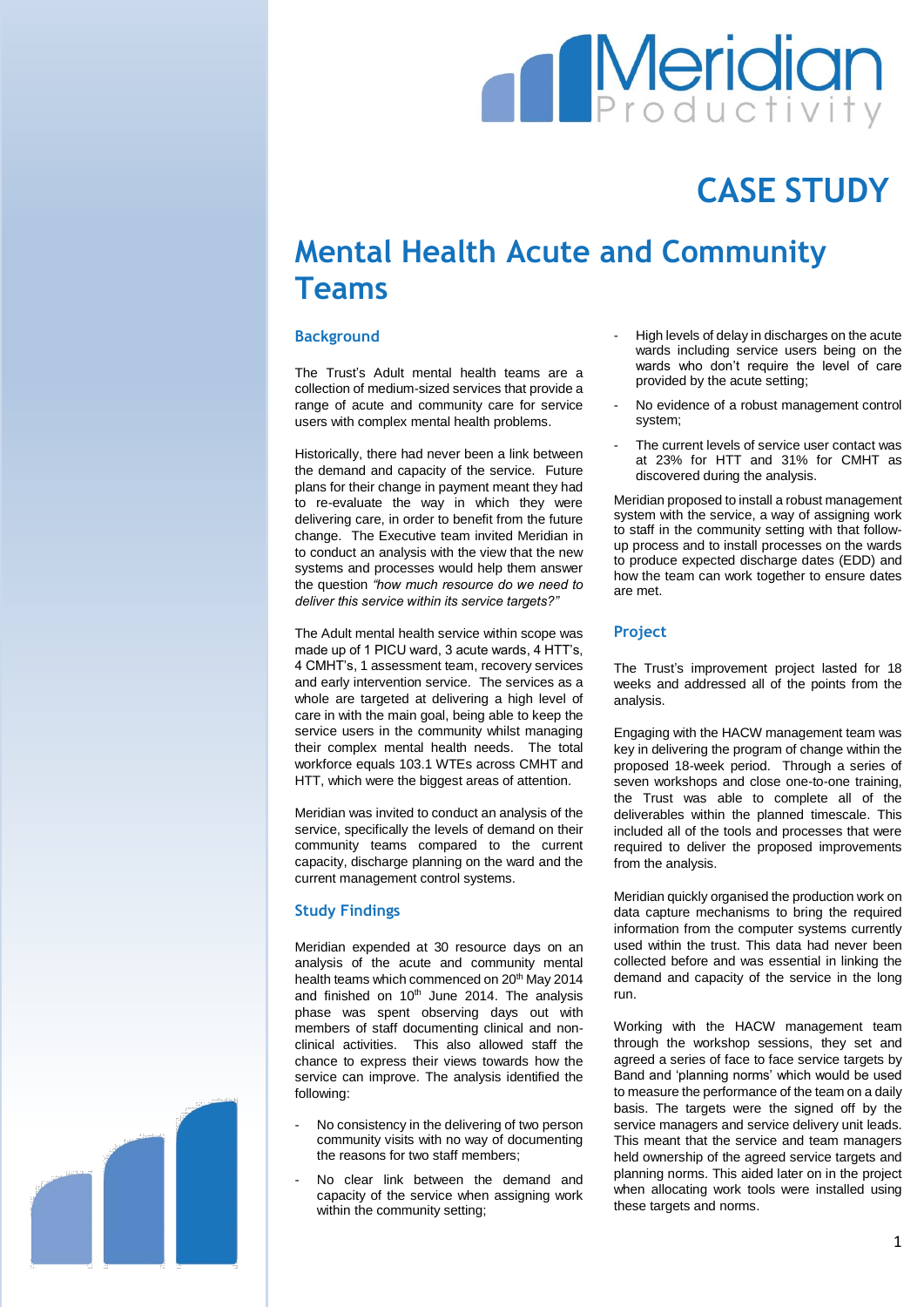# CASE STUDY

# Mental Health Acute and Community Teams

## Background

The Trust's Adult mental health teams are a collection of medium-sized services that provide a range of acute and community care for service users with complex mental health problems.

Historically, there had never been a link between the demand and capacity of the service. Future plans for their change in payment meant they had to re-evaluate the way in which they were delivering care, in order to benefit from the future change. The Executive team invited Meridian in to conduct an analysis with the view that the new systems and processes would help them answer the question *"how much resource do we need to deliver this service within its service targets?"*

The Adult mental health service within scope was made up of 1 PICU ward, 3 acute wards, 4 HTT's, 4 CMHT's, 1 assessment team, recovery services and early intervention service. The services as a whole are targeted at delivering a high level of care in with the main goal, being able to keep the service users in the community whilst managing their complex mental health needs. The total workforce equals 103.1 WTEs across CMHT and HTT, which were the biggest areas of attention.

Meridian was invited to conduct an analysis of the service, specifically the levels of demand on their community teams compared to the current capacity, discharge planning on the ward and the current management control systems.

## Study Findings

Meridian expended at 30 resource days on an analysis of the acute and community mental health teams which commenced on 20th May 2014 and finished on 10th June 2014. The analysis phase was spent observing days out with members of staff documenting clinical and non-clinical activities. This also allowed staff the chance to express their views towards how the service can improve. The analysis identified the following:

- No consistency in the delivering of two person community visits with no way of documenting the reasons for two staff members;
- No clear link between the demand and capacity of the service when assigning work within the community setting;
- High levels of delay in discharges on the acute wards including service users being on the wards who don't require the level of care provided by the acute setting;
- No evidence of a robust management control system;
- The current levels of service user contact was at 23% for HTT and 31% for CMHT as discovered during the analysis.

Meridian proposed to install a robust management system with the service, a way of assigning work to staff in the community setting with that follow-up process and to install processes on the wards to produce expected discharge dates (EDD) and how the team can work together to ensure dates are met.

## Project

The Trust's improvement project lasted for 18 weeks and addressed all of the points from the analysis.

Engaging with the HACW management team was key in delivering the program of change within the proposed 18-week period. Through a series of seven workshops and close one-to-one training, the Trust was able to complete all of the deliverables within the planned timescale. This included all of the tools and processes that were required to deliver the proposed improvements from the analysis.

Meridian quickly organised the production work on data capture mechanisms to bring the required information from the computer systems currently used within the trust. This data had never been collected before and was essential in linking the demand and capacity of the service in the long run.

Working with the HACW management team through the workshop sessions, they set and agreed a series of face to face service targets by Band and 'planning norms' which would be used to measure the performance of the team on a daily basis. The targets were the signed off by the service managers and service delivery unit leads. This meant that the service and team managers held ownership of the agreed service targets and planning norms. This aided later on in the project when allocating work tools were installed using these targets and norms.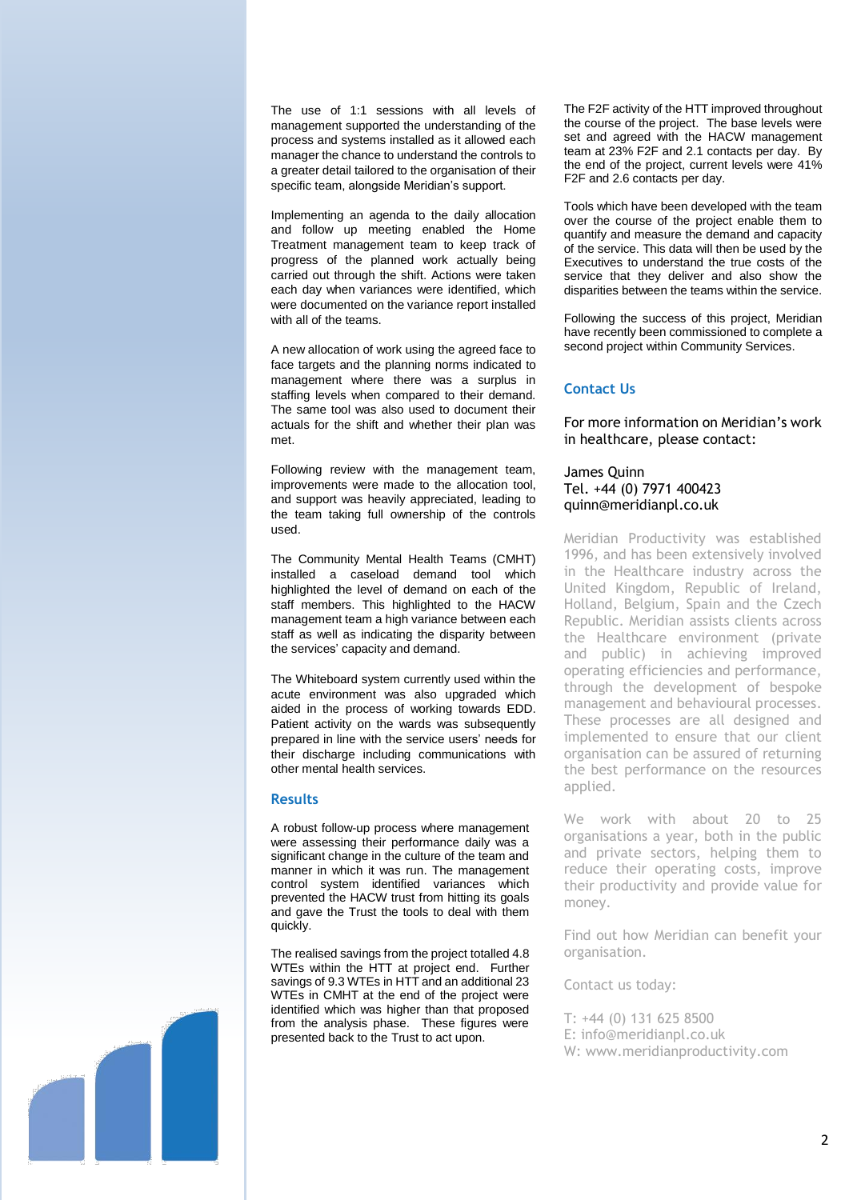The use of 1:1 sessions with all levels of management supported the understanding of the process and systems installed as it allowed each manager the chance to understand the controls to a greater detail tailored to the organisation of their specific team, alongside Meridian's support.

Implementing an agenda to the daily allocation and follow up meeting enabled the Home Treatment management team to keep track of progress of the planned work actually being carried out through the shift. Actions were taken each day when variances were identified, which were documented on the variance report installed with all of the teams.

A new allocation of work using the agreed face to face targets and the planning norms indicated to management where there was a surplus in staffing levels when compared to their demand. The same tool was also used to document their actuals for the shift and whether their plan was met.

Following review with the management team, improvements were made to the allocation tool, and support was heavily appreciated, leading to the team taking full ownership of the controls used.

The Community Mental Health Teams (CMHT) installed a caseload demand tool which highlighted the level of demand on each of the staff members. This highlighted to the HACW management team a high variance between each staff as well as indicating the disparity between the services' capacity and demand.

The Whiteboard system currently used within the acute environment was also upgraded which aided in the process of working towards EDD. Patient activity on the wards was subsequently prepared in line with the service users' needs for their discharge including communications with other mental health services.

## Results

A robust follow-up process where management were assessing their performance daily was a significant change in the culture of the team and manner in which it was run. The management control system identified variances which prevented the HACW trust from hitting its goals and gave the Trust the tools to deal with them quickly.

The realised savings from the project totalled 4.8 WTEs within the HTT at project end. Further savings of 9.3 WTEs in HTT and an additional 23 WTEs in CMHT at the end of the project were identified which was higher than that proposed from the analysis phase. These figures were presented back to the Trust to act upon.

The F2F activity of the HTT improved throughout the course of the project. The base levels were set and agreed with the HACW management team at 23% F2F and 2.1 contacts per day. By the end of the project, current levels were 41% F2F and 2.6 contacts per day.

Tools which have been developed with the team over the course of the project enable them to quantify and measure the demand and capacity of the service. This data will then be used by the Executives to understand the true costs of the service that they deliver and also show the disparities between the teams within the service.

Following the success of this project, Meridian have recently been commissioned to complete a second project within Community Services.

## Contact Us

For more information on Meridian's work in healthcare, please contact:

James Quinn
Tel. +44 (0) 7971 400423
quinn@meridianpl.co.uk

Meridian Productivity was established 1996, and has been extensively involved in the Healthcare industry across the United Kingdom, Republic of Ireland, Holland, Belgium, Spain and the Czech Republic. Meridian assists clients across the Healthcare environment (private and public) in achieving improved operating efficiencies and performance, through the development of bespoke management and behavioural processes. These processes are all designed and implemented to ensure that our client organisation can be assured of returning the best performance on the resources applied.

We work with about 20 to 25 organisations a year, both in the public and private sectors, helping them to reduce their operating costs, improve their productivity and provide value for money.

Find out how Meridian can benefit your organisation.

Contact us today:

T: +44 (0) 131 625 8500
E: info@meridianpl.co.uk
W: www.meridianproductivity.com